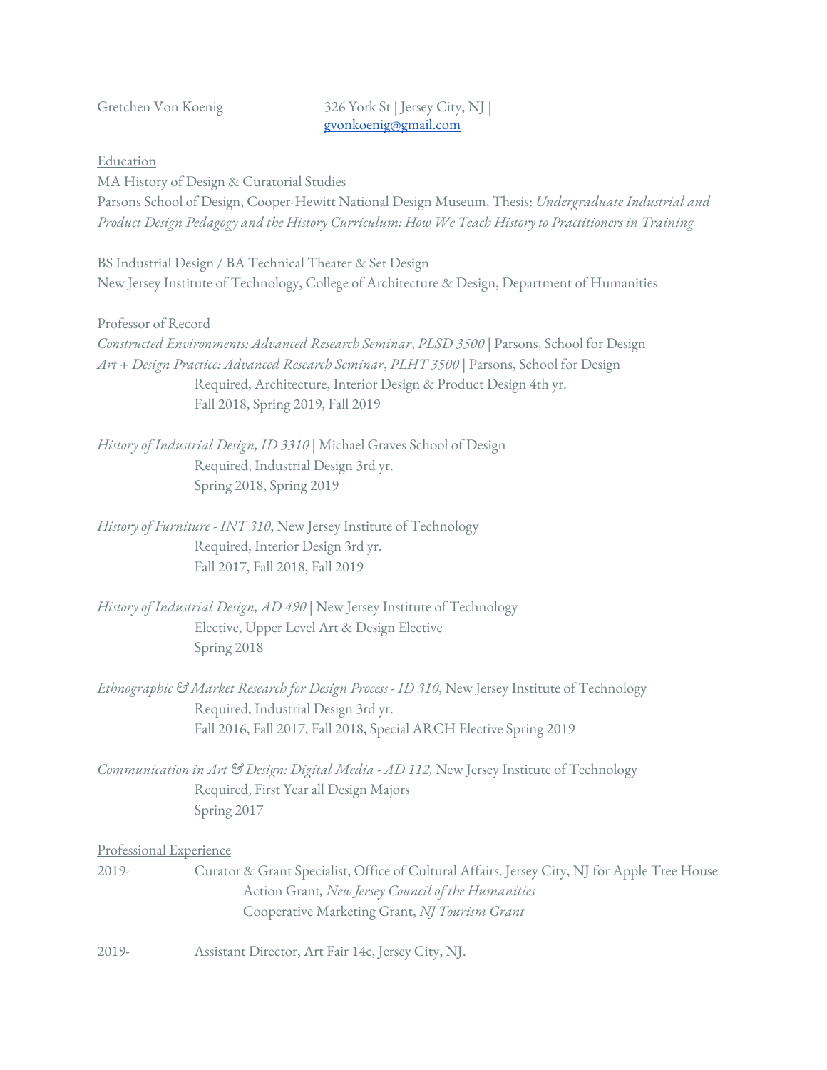Gretchen Von Koenig

326 York St | Jersey City, NJ | gvonkoenig@gmail.com

## Education

MA History of Design & Curatorial Studies
Parsons School of Design, Cooper-Hewitt National Design Museum, Thesis: *Undergraduate Industrial and Product Design Pedagogy and the History Curriculum: How We Teach History to Practitioners in Training*

BS Industrial Design / BA Technical Theater & Set Design
New Jersey Institute of Technology, College of Architecture & Design, Department of Humanities

## Professor of Record

*Constructed Environments: Advanced Research Seminar*, *PLSD 3500* | Parsons, School for Design
*Art + Design Practice: Advanced Research Seminar*, *PLHT 3500* | Parsons, School for Design
Required, Architecture, Interior Design & Product Design 4th yr.
Fall 2018, Spring 2019, Fall 2019

*History of Industrial Design, ID 3310* | Michael Graves School of Design
Required, Industrial Design 3rd yr.
Spring 2018, Spring 2019

*History of Furniture - INT 310*, New Jersey Institute of Technology
Required, Interior Design 3rd yr.
Fall 2017, Fall 2018, Fall 2019

*History of Industrial Design, AD 490* | New Jersey Institute of Technology
Elective, Upper Level Art & Design Elective
Spring 2018

*Ethnographic & Market Research for Design Process - ID 310*, New Jersey Institute of Technology
Required, Industrial Design 3rd yr.
Fall 2016, Fall 2017, Fall 2018, Special ARCH Elective Spring 2019

*Communication in Art & Design: Digital Media - AD 112,* New Jersey Institute of Technology
Required, First Year all Design Majors
Spring 2017

## Professional Experience

2019- Curator & Grant Specialist, Office of Cultural Affairs. Jersey City, NJ for Apple Tree House
Action Grant*, New Jersey Council of the Humanities*
Cooperative Marketing Grant, *NJ Tourism Grant*

2019- Assistant Director, Art Fair 14c, Jersey City, NJ.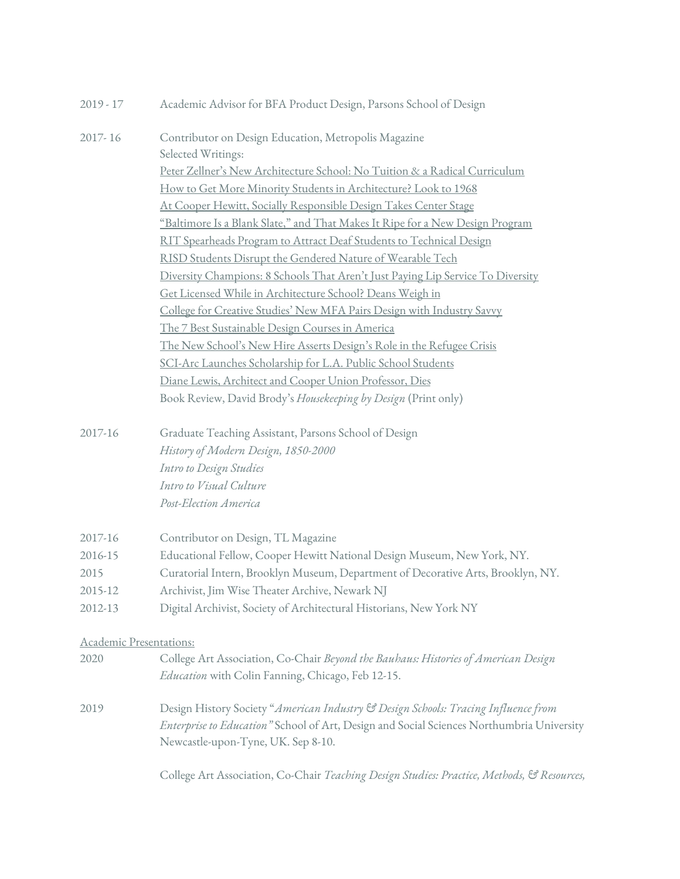2019 - 17 Academic Advisor for BFA Product Design, Parsons School of Design

2017- 16 Contributor on Design Education, Metropolis Magazine

Selected Writings:

- Peter Zellner's New Architecture School: No Tuition & a Radical Curriculum
- How to Get More Minority Students in Architecture? Look to 1968
- At Cooper Hewitt, Socially Responsible Design Takes Center Stage
- "Baltimore Is a Blank Slate," and That Makes It Ripe for a New Design Program
- RIT Spearheads Program to Attract Deaf Students to Technical Design
- RISD Students Disrupt the Gendered Nature of Wearable Tech
- Diversity Champions: 8 Schools That Aren't Just Paying Lip Service To Diversity
- Get Licensed While in Architecture School? Deans Weigh in
- College for Creative Studies' New MFA Pairs Design with Industry Savvy
- The 7 Best Sustainable Design Courses in America
- The New School's New Hire Asserts Design's Role in the Refugee Crisis
- SCI-Arc Launches Scholarship for L.A. Public School Students
- Diane Lewis, Architect and Cooper Union Professor, Dies
- Book Review, David Brody's *Housekeeping by Design* (Print only)

2017-16 Graduate Teaching Assistant, Parsons School of Design

*History of Modern Design, 1850-2000*

*Intro to Design Studies*

*Intro to Visual Culture*

*Post-Election America*

2017-16 Contributor on Design, TL Magazine

2016-15 Educational Fellow, Cooper Hewitt National Design Museum, New York, NY.

2015 Curatorial Intern, Brooklyn Museum, Department of Decorative Arts, Brooklyn, NY.

2015-12 Archivist, Jim Wise Theater Archive, Newark NJ

2012-13 Digital Archivist, Society of Architectural Historians, New York NY

Academic Presentations:

2020 College Art Association, Co-Chair *Beyond the Bauhaus: Histories of American Design Education* with Colin Fanning, Chicago, Feb 12-15.

2019 Design History Society "*American Industry & Design Schools: Tracing Influence from Enterprise to Education"* School of Art, Design and Social Sciences Northumbria University Newcastle-upon-Tyne, UK. Sep 8-10.

College Art Association, Co-Chair *Teaching Design Studies: Practice, Methods, & Resources,*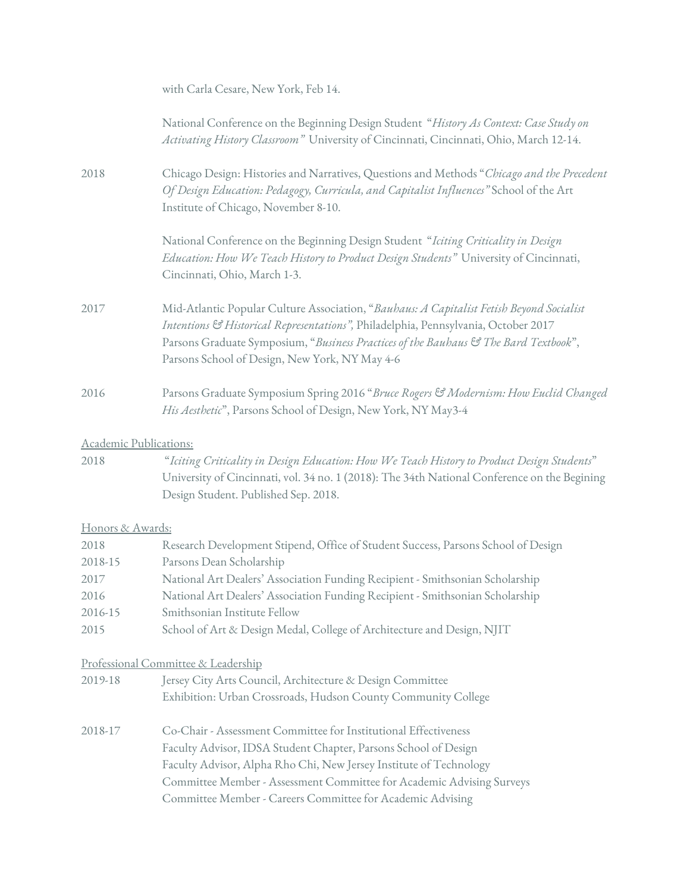with Carla Cesare, New York, Feb 14.

National Conference on the Beginning Design Student "*History As Context: Case Study on Activating History Classroom"* University of Cincinnati, Cincinnati, Ohio, March 12-14.

2018 Chicago Design: Histories and Narratives, Questions and Methods "*Chicago and the Precedent Of Design Education: Pedagogy, Curricula, and Capitalist Influences"* School of the Art Institute of Chicago, November 8-10.

National Conference on the Beginning Design Student "*Iciting Criticality in Design Education: How We Teach History to Product Design Students"* University of Cincinnati, Cincinnati, Ohio, March 1-3.

2017 Mid-Atlantic Popular Culture Association, "*Bauhaus: A Capitalist Fetish Beyond Socialist Intentions & Historical Representations",* Philadelphia, Pennsylvania, October 2017
Parsons Graduate Symposium, "*Business Practices of the Bauhaus & The Bard Textbook*", Parsons School of Design, New York, NY May 4-6

2016 Parsons Graduate Symposium Spring 2016 "*Bruce Rogers & Modernism: How Euclid Changed His Aesthetic*", Parsons School of Design, New York, NY May3-4

<u>Academic Publications:</u>

2018 "*Iciting Criticality in Design Education: How We Teach History to Product Design Students*" University of Cincinnati, vol. 34 no. 1 (2018): The 34th National Conference on the Begining Design Student. Published Sep. 2018.

<u>Honors & Awards:</u>

2018 Research Development Stipend, Office of Student Success, Parsons School of Design
2018-15 Parsons Dean Scholarship
2017 National Art Dealers' Association Funding Recipient - Smithsonian Scholarship
2016 National Art Dealers' Association Funding Recipient - Smithsonian Scholarship
2016-15 Smithsonian Institute Fellow
2015 School of Art & Design Medal, College of Architecture and Design, NJIT

<u>Professional Committee & Leadership</u>

2019-18 Jersey City Arts Council, Architecture & Design Committee
Exhibition: Urban Crossroads, Hudson County Community College

2018-17 Co-Chair - Assessment Committee for Institutional Effectiveness
Faculty Advisor, IDSA Student Chapter, Parsons School of Design
Faculty Advisor, Alpha Rho Chi, New Jersey Institute of Technology
Committee Member - Assessment Committee for Academic Advising Surveys
Committee Member - Careers Committee for Academic Advising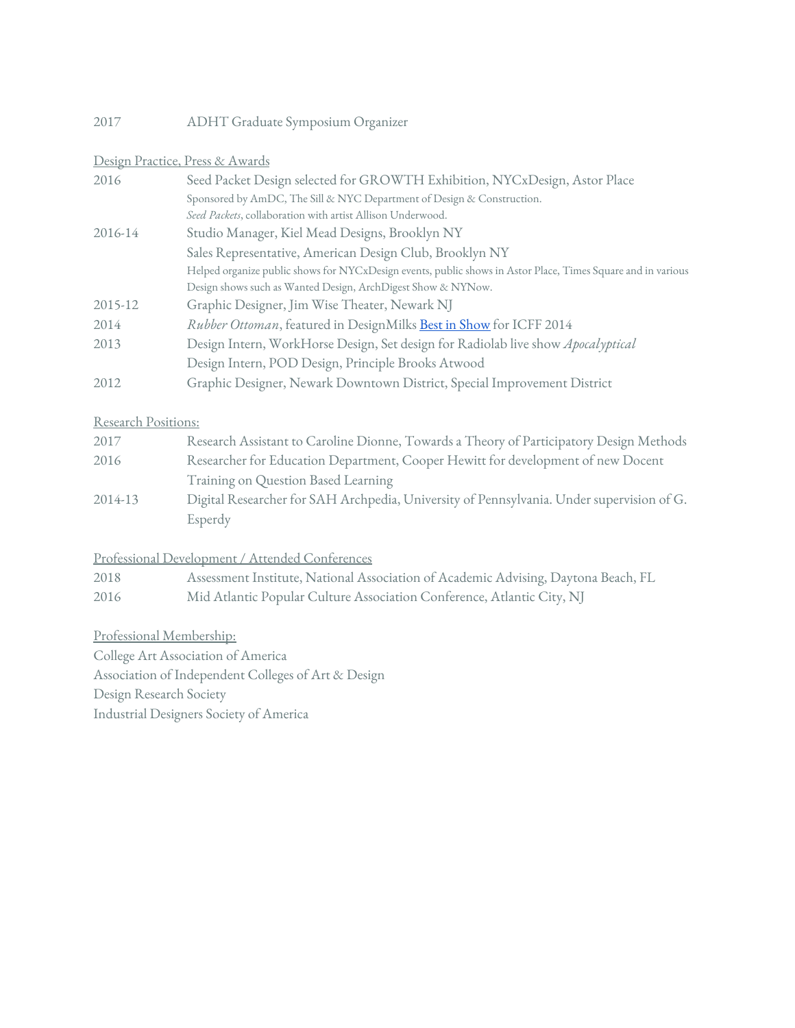| | |
|---|---|
| 2017 | ADHT Graduate Symposium Organizer |

Design Practice, Press & Awards

| | |
|---|---|
| 2016 | Seed Packet Design selected for GROWTH Exhibition, NYCxDesign, Astor Place<br>Sponsored by AmDC, The Sill & NYC Department of Design & Construction.<br>*Seed Packets*, collaboration with artist Allison Underwood. |
| 2016-14 | Studio Manager, Kiel Mead Designs, Brooklyn NY<br>Sales Representative, American Design Club, Brooklyn NY<br>Helped organize public shows for NYCxDesign events, public shows in Astor Place, Times Square and in various Design shows such as Wanted Design, ArchDigest Show & NYNow. |
| 2015-12 | Graphic Designer, Jim Wise Theater, Newark NJ |
| 2014 | *Rubber Ottoman*, featured in DesignMilks Best in Show for ICFF 2014 |
| 2013 | Design Intern, WorkHorse Design, Set design for Radiolab live show *Apocalyptical*<br>Design Intern, POD Design, Principle Brooks Atwood |
| 2012 | Graphic Designer, Newark Downtown District, Special Improvement District |

Research Positions:

| | |
|---|---|
| 2017 | Research Assistant to Caroline Dionne, Towards a Theory of Participatory Design Methods |
| 2016 | Researcher for Education Department, Cooper Hewitt for development of new Docent Training on Question Based Learning |
| 2014-13 | Digital Researcher for SAH Archpedia, University of Pennsylvania. Under supervision of G. Esperdy |

Professional Development / Attended Conferences

| | |
|---|---|
| 2018 | Assessment Institute, National Association of Academic Advising, Daytona Beach, FL |
| 2016 | Mid Atlantic Popular Culture Association Conference, Atlantic City, NJ |

Professional Membership:

College Art Association of America

Association of Independent Colleges of Art & Design

Design Research Society

Industrial Designers Society of America